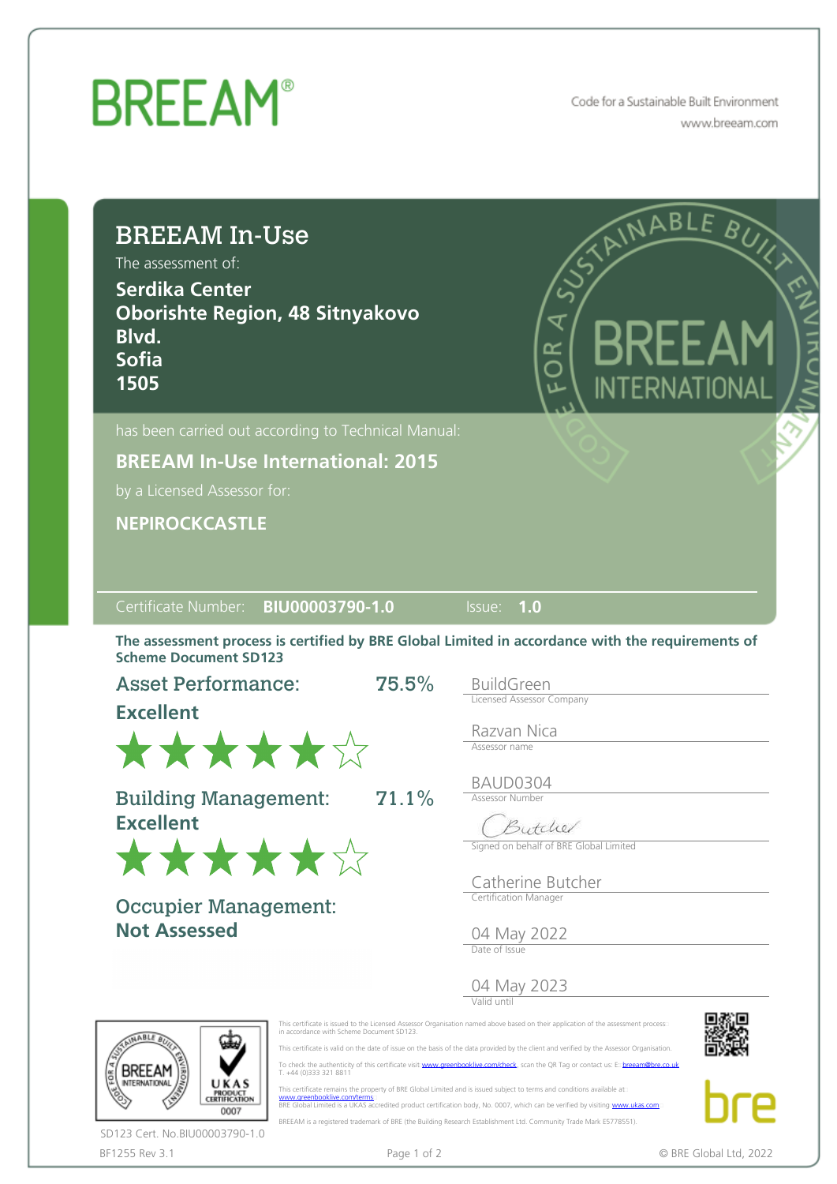# BREEAM®

Code for a Sustainable Built Environment
www.breeam.com

## BREEAM In-Use

The assessment of:

**Serdika Center**
**Oborishte Region, 48 Sitnyakovo Blvd.**
**Sofia**
**1505**

has been carried out according to Technical Manual:

**BREEAM In-Use International: 2015**

by a Licensed Assessor for:

**NEPIROCKCASTLE**

Certificate Number: **BIU00003790-1.0** Issue: **1.0**

**The assessment process is certified by BRE Global Limited in accordance with the requirements of Scheme Document SD123**

**Asset Performance:** 75.5%
**Excellent**
★★★★★☆

**Building Management:** 71.1%
**Excellent**
★★★★★☆

**Occupier Management:**
**Not Assessed**

BuildGreen
Licensed Assessor Company

Razvan Nica
Assessor name

BAUD0304
Assessor Number

Butcher
Signed on behalf of BRE Global Limited

Catherine Butcher
Certification Manager

04 May 2022
Date of Issue

04 May 2023
Valid until

This certificate is issued to the Licensed Assessor Organisation named above based on their application of the assessment process in accordance with Scheme Document SD123.

This certificate is valid on the date of issue on the basis of the data provided by the client and verified by the Assessor Organisation.

To check the authenticity of this certificate visit www.greenbooklive.com/check, scan the QR Tag or contact us: E: breeam@bre.co.uk T. +44 (0)333 321 8811

This certificate remains the property of BRE Global Limited and is issued subject to terms and conditions available at www.greenbooklive.com/terms
BRE Global Limited is a UKAS accredited product certification body, No. 0007, which can be verified by visiting www.ukas.com

BREEAM is a registered trademark of BRE (the Building Research Establishment Ltd. Community Trade Mark E5778551).

SD123 Cert. No.BIU00003790-1.0

BF1255 Rev 3.1

© BRE Global Ltd, 2022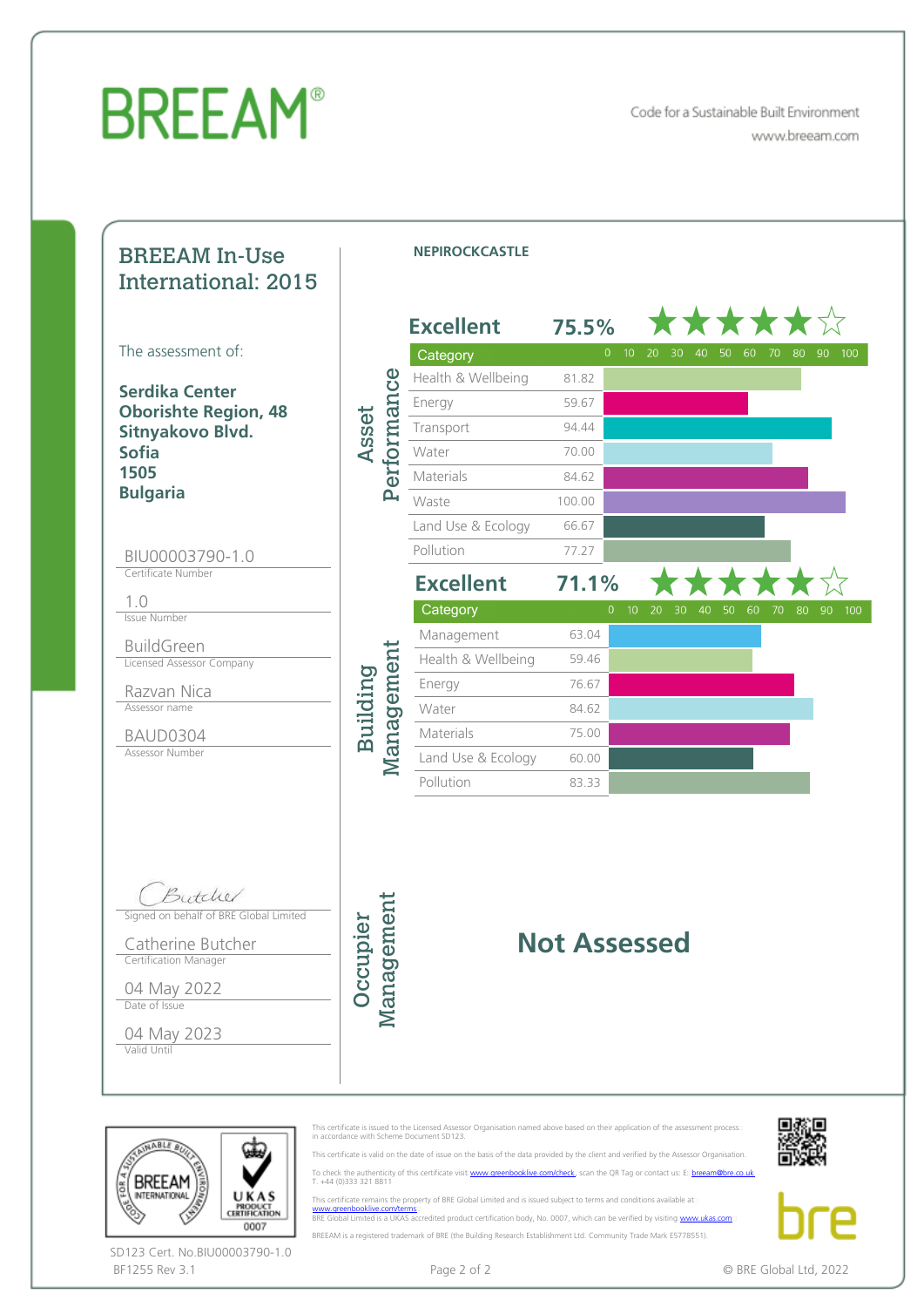# BREEAM®

Code for a Sustainable Built Environment
www.breeam.com

## BREEAM In-Use International: 2015

The assessment of:

**Serdika Center**
**Oborishte Region, 48**
**Sitnyakovo Blvd.**
**Sofia**
**1505**
**Bulgaria**

BIU00003790-1.0
Certificate Number

1.0
Issue Number

BuildGreen
Licensed Assessor Company

Razvan Nica
Assessor name

BAUD0304
Assessor Number

Signed on behalf of BRE Global Limited

Catherine Butcher
Certification Manager

04 May 2022
Date of Issue

04 May 2023
Valid Until

**NEPIROCKCASTLE**

### Asset Performance

**Excellent 75.5%** ★★★★★☆

Category
0 10 20 30 40 50 60 70 80 90 100

Health & Wellbeing 81.82
Energy 59.67
Transport 94.44
Water 70.00
Materials 84.62
Waste 100.00
Land Use & Ecology 66.67
Pollution 77.27

### Building Management

**Excellent 71.1%** ★★★★★☆

Category
0 10 20 30 40 50 60 70 80 90 100

Management 63.04
Health & Wellbeing 59.46
Energy 76.67
Water 84.62
Materials 75.00
Land Use & Ecology 60.00
Pollution 83.33

### Occupier Management

**Not Assessed**

This certificate is issued to the Licensed Assessor Organisation named above based on their application of the assessment process in accordance with Scheme Document SD123.

This certificate is valid on the date of issue on the basis of the data provided by the client and verified by the Assessor Organisation.

To check the authenticity of this certificate visit www.greenbooklive.com/check, scan the QR Tag or contact us: E: breeam@bre.co.uk T. +44 (0)333 321 8811

This certificate remains the property of BRE Global Limited and is issued subject to terms and conditions available at: www.greenbooklive.com/terms
BRE Global Limited is a UKAS accredited product certification body, No. 0007, which can be verified by visiting www.ukas.com

BREEAM is a registered trademark of BRE (the Building Research Establishment Ltd. Community Trade Mark E5778551).

SD123 Cert. No.BIU00003790-1.0
BF1255 Rev 3.1

© BRE Global Ltd, 2022